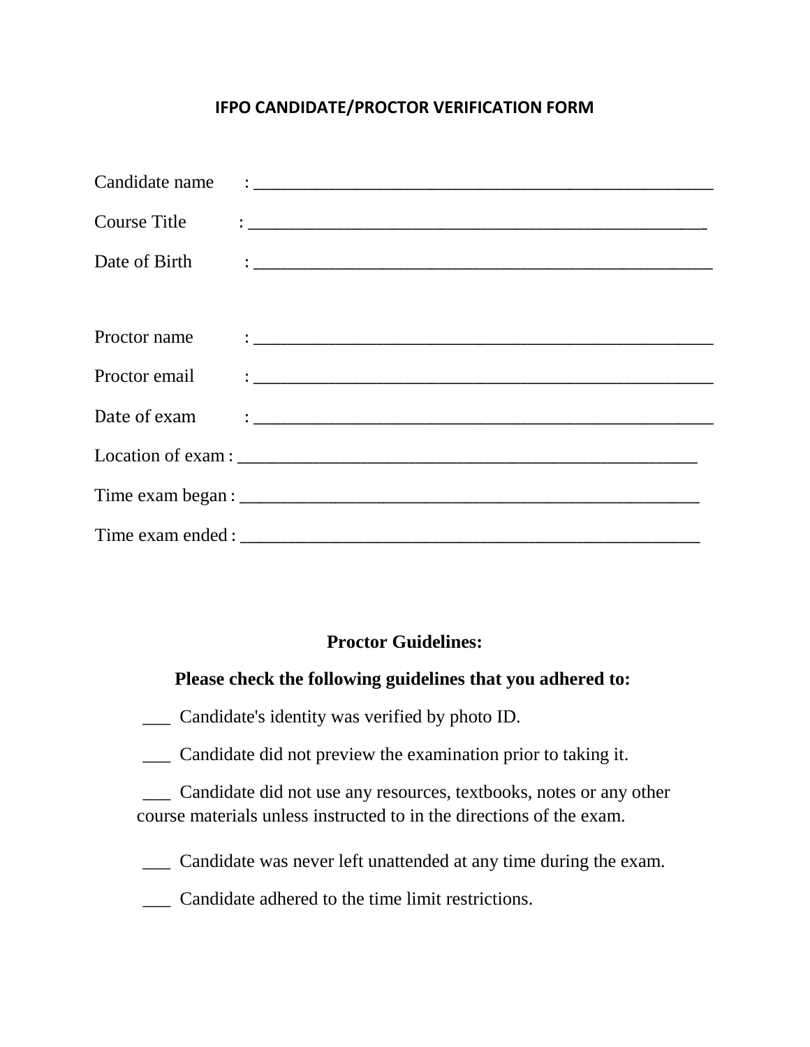# IFPO CANDIDATE/PROCTOR VERIFICATION FORM

Candidate name : ____________________________________________________

Course Title : ____________________________________________________

Date of Birth : ____________________________________________________

Proctor name : ____________________________________________________

Proctor email : ____________________________________________________

Date of exam : ____________________________________________________

Location of exam : ____________________________________________________

Time exam began : ____________________________________________________

Time exam ended : ____________________________________________________

## Proctor Guidelines:

**Please check the following guidelines that you adhered to:**

___ Candidate's identity was verified by photo ID.

___ Candidate did not preview the examination prior to taking it.

___ Candidate did not use any resources, textbooks, notes or any other course materials unless instructed to in the directions of the exam.

___ Candidate was never left unattended at any time during the exam.

___ Candidate adhered to the time limit restrictions.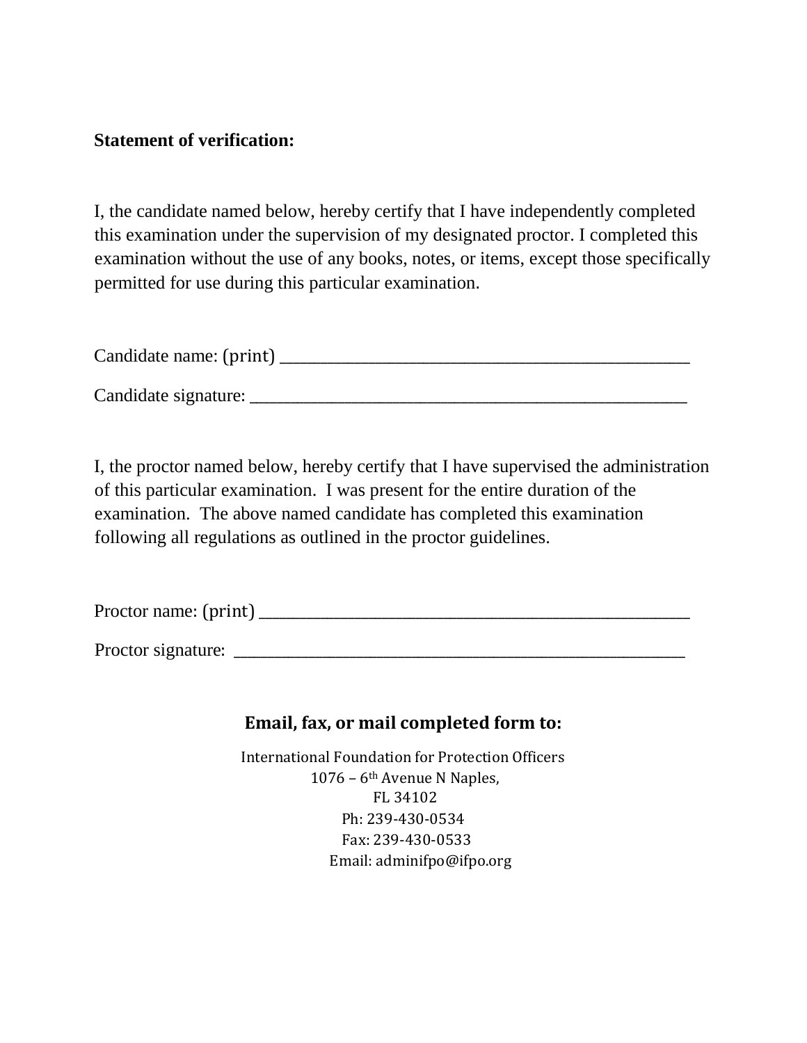**Statement of verification:**

I, the candidate named below, hereby certify that I have independently completed this examination under the supervision of my designated proctor. I completed this examination without the use of any books, notes, or items, except those specifically permitted for use during this particular examination.

Candidate name: (print) _______________________________________________

Candidate signature: __________________________________________________

I, the proctor named below, hereby certify that I have supervised the administration of this particular examination. I was present for the entire duration of the examination. The above named candidate has completed this examination following all regulations as outlined in the proctor guidelines.

Proctor name: (print) __________________________________________________

Proctor signature: _____________________________________________________

**Email, fax, or mail completed form to:**

International Foundation for Protection Officers
1076 – 6th Avenue N Naples,
FL 34102
Ph: 239-430-0534
Fax: 239-430-0533
Email: adminifpo@ifpo.org